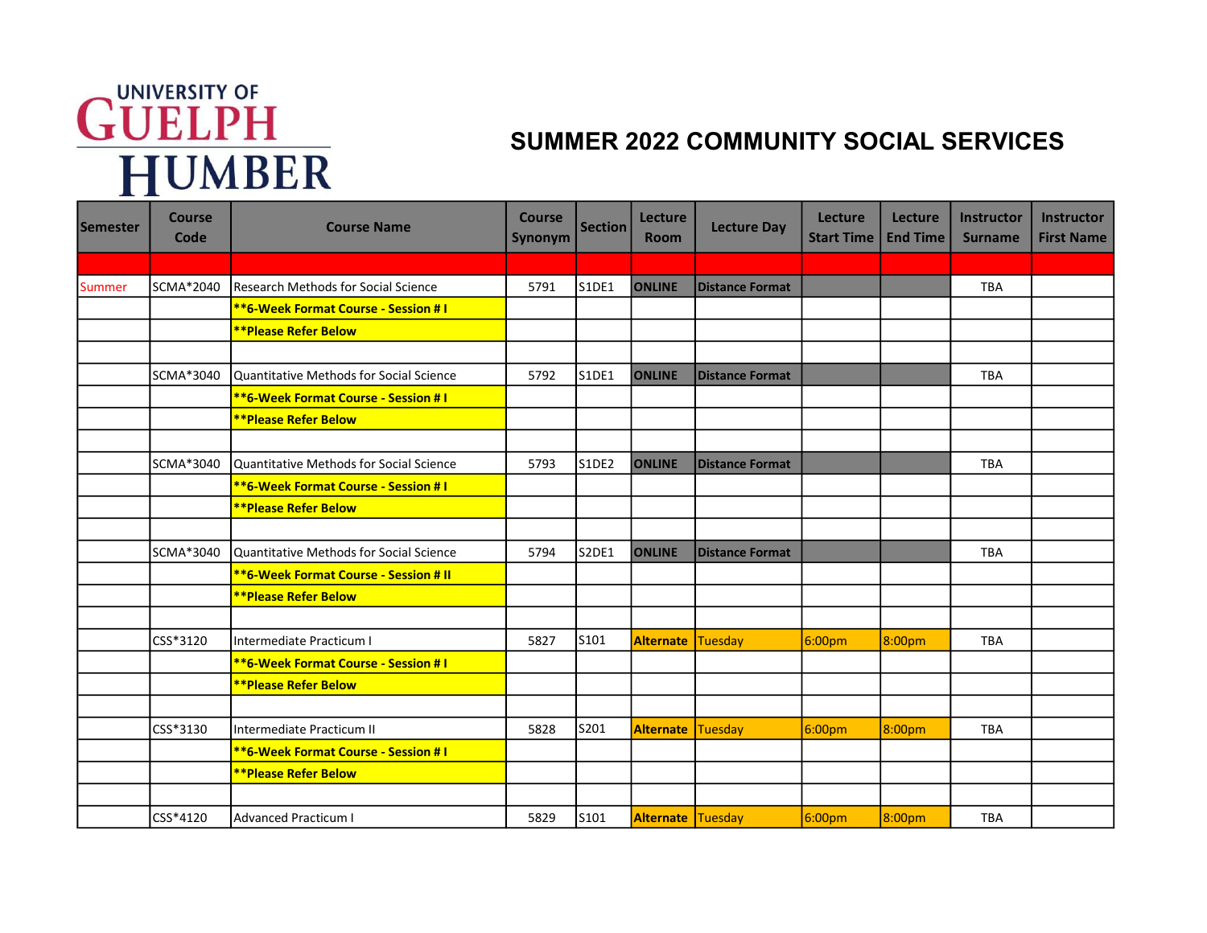UNIVERSITY OF GUELPH HUMBER

# SUMMER 2022 COMMUNITY SOCIAL SERVICES

| Semester | Course Code | Course Name | Course Synonym | Section | Lecture Room | Lecture Day | Lecture Start Time | Lecture End Time | Instructor Surname | Instructor First Name |
|---|---|---|---|---|---|---|---|---|---|---|
| | | | | | | | | | | |
| Summer | SCMA*2040 | Research Methods for Social Science | 5791 | S1DE1 | **ONLINE** | **Distance Format** | | | TBA | |
| | | **\*\*6-Week Format Course - Session # I** | | | | | | | | |
| | | **\*\*Please Refer Below** | | | | | | | | |
| | | | | | | | | | | |
| | SCMA*3040 | Quantitative Methods for Social Science | 5792 | S1DE1 | **ONLINE** | **Distance Format** | | | TBA | |
| | | **\*\*6-Week Format Course - Session # I** | | | | | | | | |
| | | **\*\*Please Refer Below** | | | | | | | | |
| | | | | | | | | | | |
| | SCMA*3040 | Quantitative Methods for Social Science | 5793 | S1DE2 | **ONLINE** | **Distance Format** | | | TBA | |
| | | **\*\*6-Week Format Course - Session # I** | | | | | | | | |
| | | **\*\*Please Refer Below** | | | | | | | | |
| | | | | | | | | | | |
| | SCMA*3040 | Quantitative Methods for Social Science | 5794 | S2DE1 | **ONLINE** | **Distance Format** | | | TBA | |
| | | **\*\*6-Week Format Course - Session # II** | | | | | | | | |
| | | **\*\*Please Refer Below** | | | | | | | | |
| | | | | | | | | | | |
| | CSS*3120 | Intermediate Practicum I | 5827 | S101 | **Alternate** | Tuesday | 6:00pm | 8:00pm | TBA | |
| | | **\*\*6-Week Format Course - Session # I** | | | | | | | | |
| | | **\*\*Please Refer Below** | | | | | | | | |
| | | | | | | | | | | |
| | CSS*3130 | Intermediate Practicum II | 5828 | S201 | **Alternate** | Tuesday | 6:00pm | 8:00pm | TBA | |
| | | **\*\*6-Week Format Course - Session # I** | | | | | | | | |
| | | **\*\*Please Refer Below** | | | | | | | | |
| | | | | | | | | | | |
| | CSS*4120 | Advanced Practicum I | 5829 | S101 | **Alternate** | Tuesday | 6:00pm | 8:00pm | TBA | |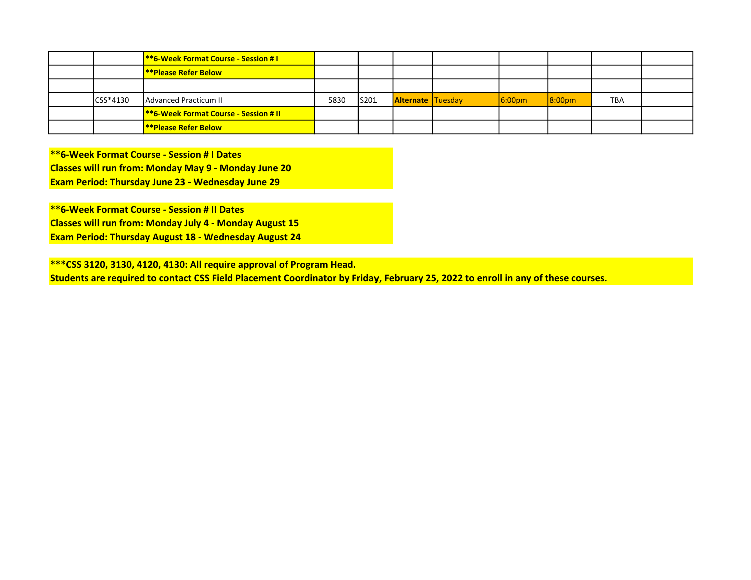| | | | | | | | | | | |
|---|---|---|---|---|---|---|---|---|---|---|
| | | **6-Week Format Course - Session # I | | | | | | | | |
| | | **Please Refer Below | | | | | | | | |
| | | | | | | | | | | |
| | CSS*4130 | Advanced Practicum II | 5830 | S201 | Alternate | Tuesday | 6:00pm | 8:00pm | TBA | |
| | | **6-Week Format Course - Session # II | | | | | | | | |
| | | **Please Refer Below | | | | | | | | |

**\*\*6-Week Format Course - Session # I Dates**
**Classes will run from: Monday May 9 - Monday June 20**
**Exam Period: Thursday June 23 - Wednesday June 29**

**\*\*6-Week Format Course - Session # II Dates**
**Classes will run from: Monday July 4 - Monday August 15**
**Exam Period: Thursday August 18 - Wednesday August 24**

**\*\*\*CSS 3120, 3130, 4120, 4130: All require approval of Program Head.**
**Students are required to contact CSS Field Placement Coordinator by Friday, February 25, 2022 to enroll in any of these courses.**